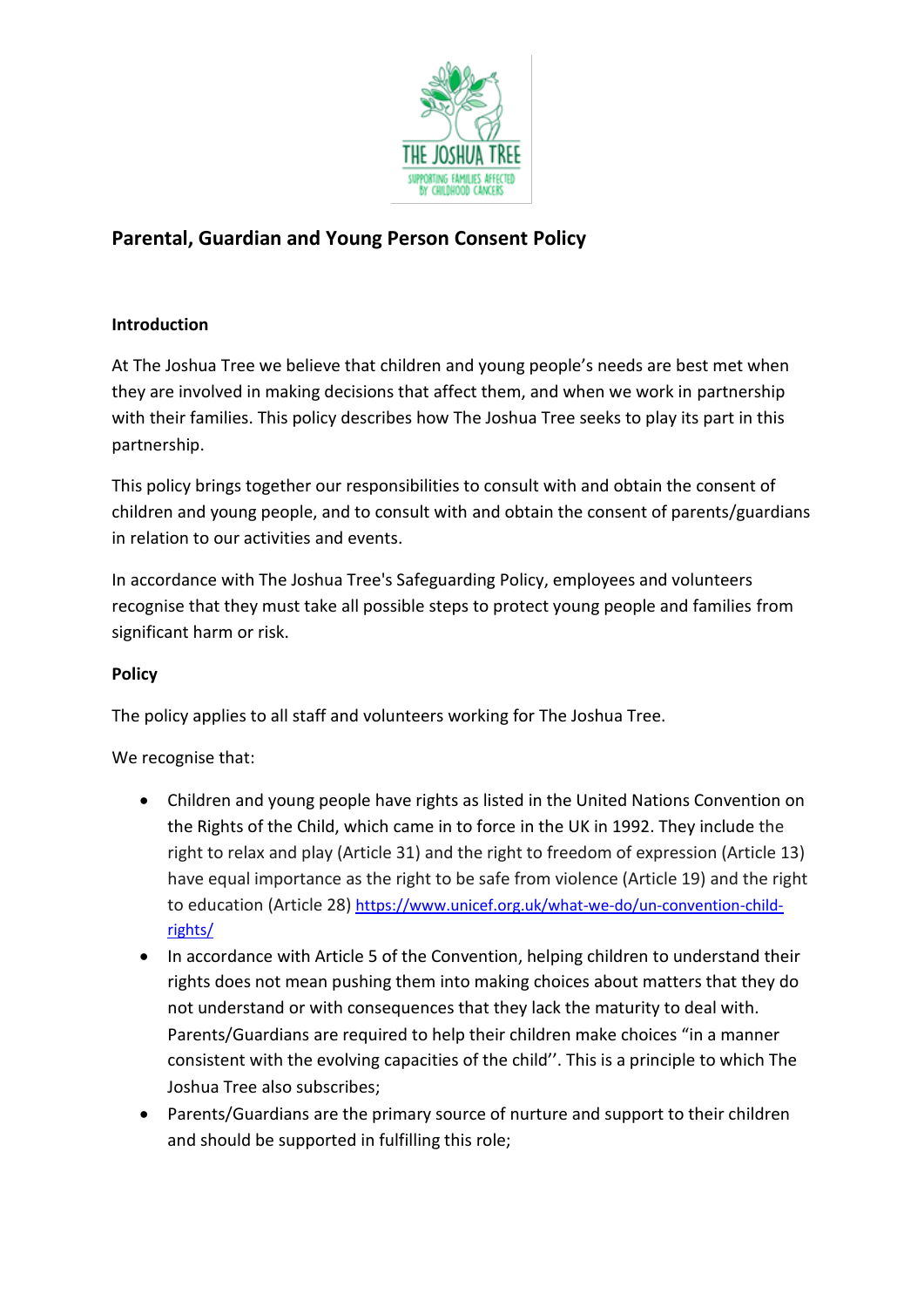## Parental, Guardian and Young Person Consent Policy

### Introduction

At The Joshua Tree we believe that children and young people's needs are best met when they are involved in making decisions that affect them, and when we work in partnership with their families. This policy describes how The Joshua Tree seeks to play its part in this partnership.

This policy brings together our responsibilities to consult with and obtain the consent of children and young people, and to consult with and obtain the consent of parents/guardians in relation to our activities and events.

In accordance with The Joshua Tree's Safeguarding Policy, employees and volunteers recognise that they must take all possible steps to protect young people and families from significant harm or risk.

### Policy

The policy applies to all staff and volunteers working for The Joshua Tree.

We recognise that:

- Children and young people have rights as listed in the United Nations Convention on the Rights of the Child, which came in to force in the UK in 1992. They include the right to relax and play (Article 31) and the right to freedom of expression (Article 13) have equal importance as the right to be safe from violence (Article 19) and the right to education (Article 28) https://www.unicef.org.uk/what-we-do/un-convention-child-rights/
- In accordance with Article 5 of the Convention, helping children to understand their rights does not mean pushing them into making choices about matters that they do not understand or with consequences that they lack the maturity to deal with. Parents/Guardians are required to help their children make choices "in a manner consistent with the evolving capacities of the child''. This is a principle to which The Joshua Tree also subscribes;
- Parents/Guardians are the primary source of nurture and support to their children and should be supported in fulfilling this role;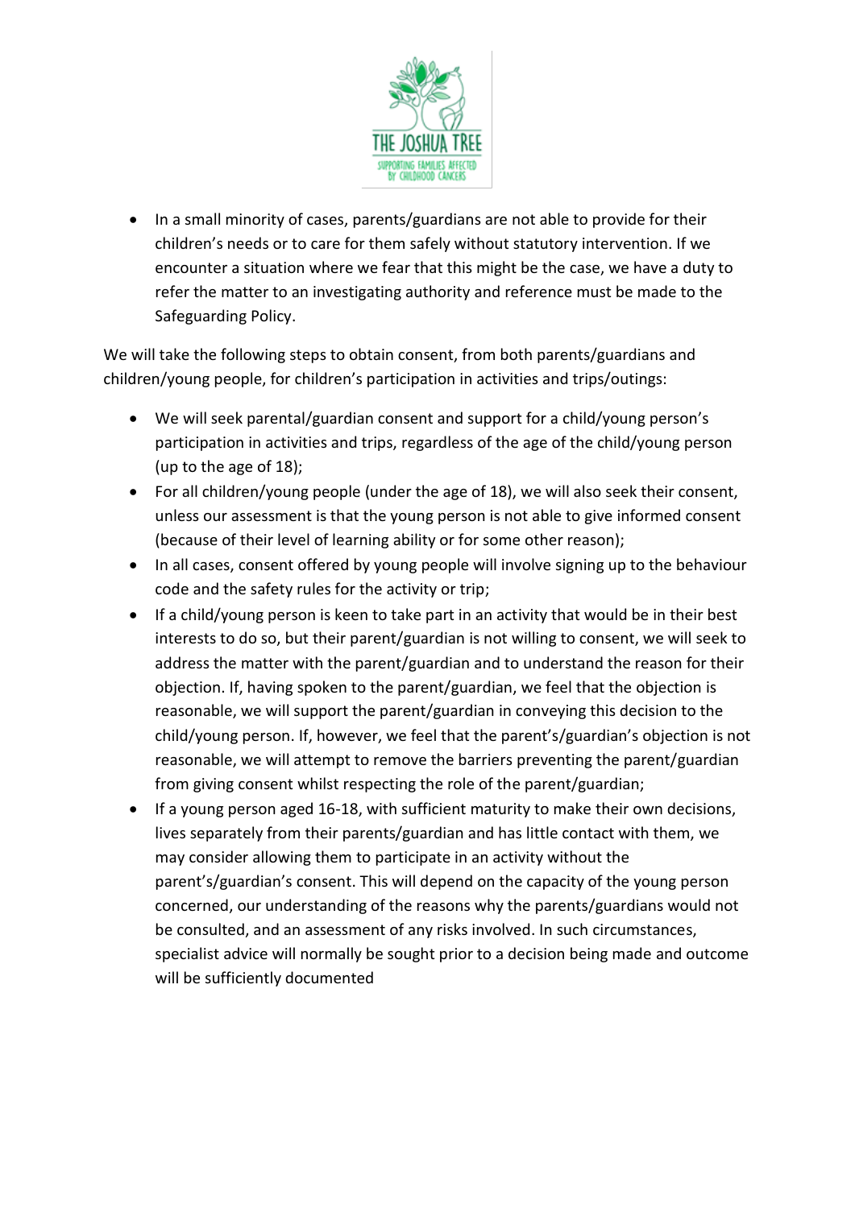- In a small minority of cases, parents/guardians are not able to provide for their children's needs or to care for them safely without statutory intervention. If we encounter a situation where we fear that this might be the case, we have a duty to refer the matter to an investigating authority and reference must be made to the Safeguarding Policy.

We will take the following steps to obtain consent, from both parents/guardians and children/young people, for children's participation in activities and trips/outings:

- We will seek parental/guardian consent and support for a child/young person's participation in activities and trips, regardless of the age of the child/young person (up to the age of 18);
- For all children/young people (under the age of 18), we will also seek their consent, unless our assessment is that the young person is not able to give informed consent (because of their level of learning ability or for some other reason);
- In all cases, consent offered by young people will involve signing up to the behaviour code and the safety rules for the activity or trip;
- If a child/young person is keen to take part in an activity that would be in their best interests to do so, but their parent/guardian is not willing to consent, we will seek to address the matter with the parent/guardian and to understand the reason for their objection. If, having spoken to the parent/guardian, we feel that the objection is reasonable, we will support the parent/guardian in conveying this decision to the child/young person. If, however, we feel that the parent's/guardian's objection is not reasonable, we will attempt to remove the barriers preventing the parent/guardian from giving consent whilst respecting the role of the parent/guardian;
- If a young person aged 16-18, with sufficient maturity to make their own decisions, lives separately from their parents/guardian and has little contact with them, we may consider allowing them to participate in an activity without the parent's/guardian's consent. This will depend on the capacity of the young person concerned, our understanding of the reasons why the parents/guardians would not be consulted, and an assessment of any risks involved. In such circumstances, specialist advice will normally be sought prior to a decision being made and outcome will be sufficiently documented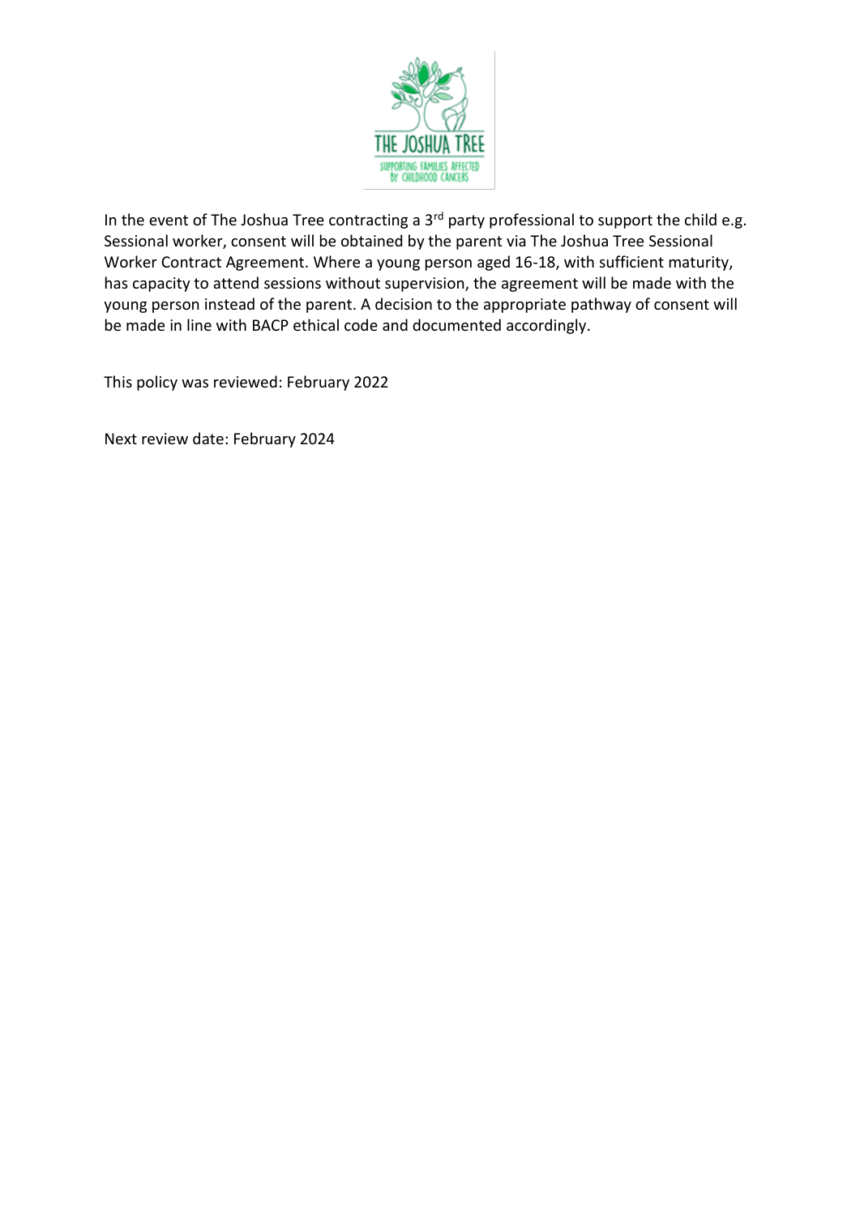In the event of The Joshua Tree contracting a 3rd party professional to support the child e.g. Sessional worker, consent will be obtained by the parent via The Joshua Tree Sessional Worker Contract Agreement. Where a young person aged 16-18, with sufficient maturity, has capacity to attend sessions without supervision, the agreement will be made with the young person instead of the parent. A decision to the appropriate pathway of consent will be made in line with BACP ethical code and documented accordingly.

This policy was reviewed: February 2022

Next review date: February 2024